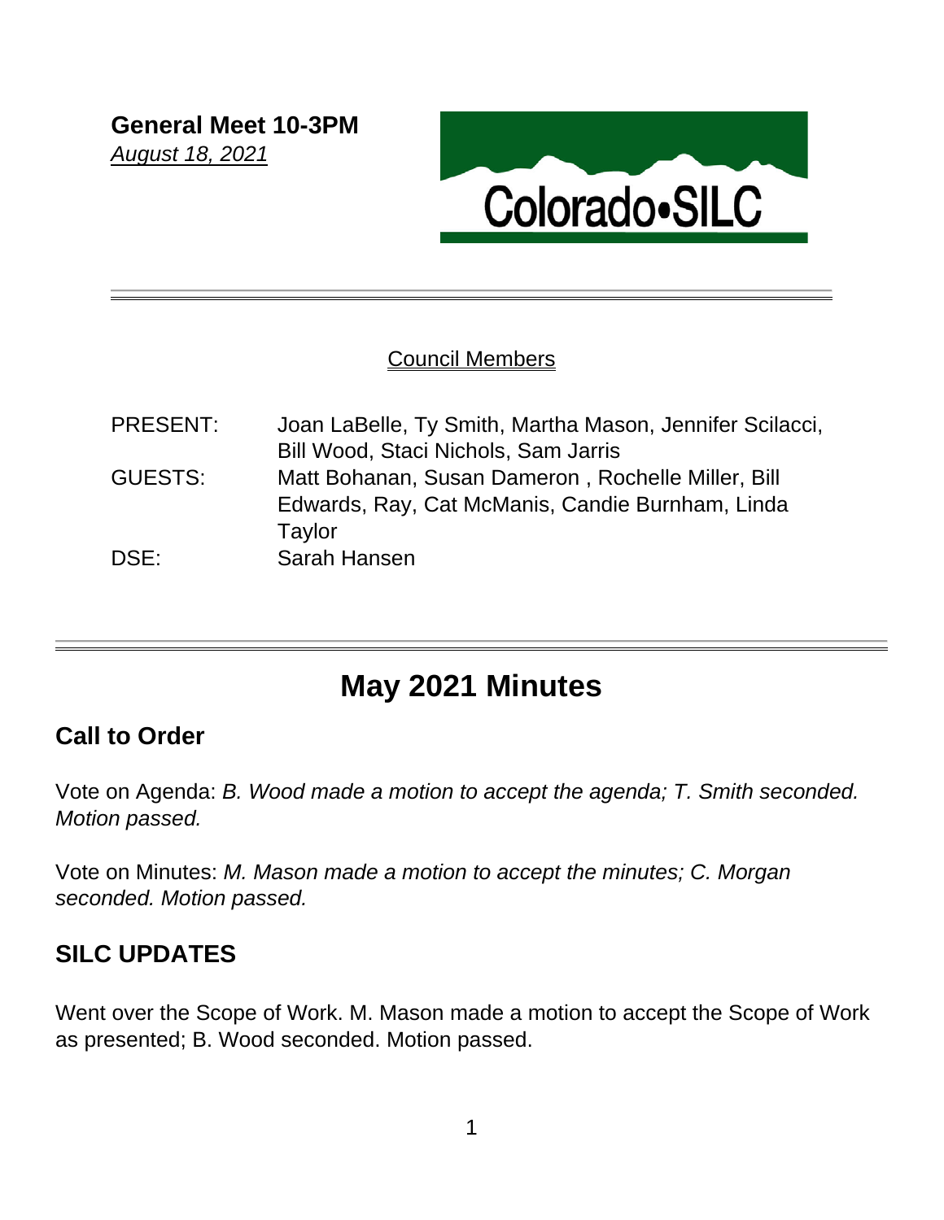**General Meet 10-3PM**
*August 18, 2021*

Colorado•SILC

---

Council Members

| | |
|---|---|
| PRESENT: | Joan LaBelle, Ty Smith, Martha Mason, Jennifer Scilacci, Bill Wood, Staci Nichols, Sam Jarris |
| GUESTS: | Matt Bohanan, Susan Dameron , Rochelle Miller, Bill Edwards, Ray, Cat McManis, Candie Burnham, Linda Taylor |
| DSE: | Sarah Hansen |

---

# May 2021 Minutes

## Call to Order

Vote on Agenda: *B. Wood made a motion to accept the agenda; T. Smith seconded. Motion passed.*

Vote on Minutes: *M. Mason made a motion to accept the minutes; C. Morgan seconded. Motion passed.*

## SILC UPDATES

Went over the Scope of Work. M. Mason made a motion to accept the Scope of Work as presented; B. Wood seconded. Motion passed.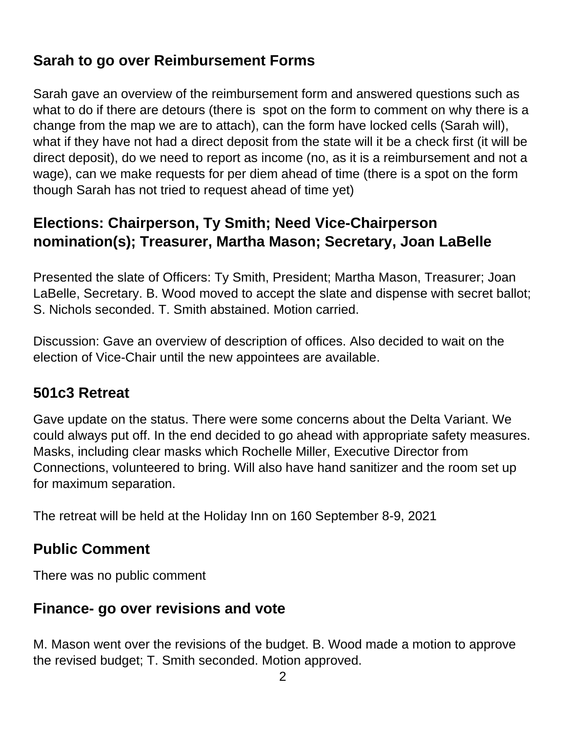## Sarah to go over Reimbursement Forms

Sarah gave an overview of the reimbursement form and answered questions such as what to do if there are detours (there is  spot on the form to comment on why there is a change from the map we are to attach), can the form have locked cells (Sarah will), what if they have not had a direct deposit from the state will it be a check first (it will be direct deposit), do we need to report as income (no, as it is a reimbursement and not a wage), can we make requests for per diem ahead of time (there is a spot on the form though Sarah has not tried to request ahead of time yet)

## Elections: Chairperson, Ty Smith; Need Vice-Chairperson nomination(s); Treasurer, Martha Mason; Secretary, Joan LaBelle

Presented the slate of Officers: Ty Smith, President; Martha Mason, Treasurer; Joan LaBelle, Secretary. B. Wood moved to accept the slate and dispense with secret ballot; S. Nichols seconded. T. Smith abstained. Motion carried.

Discussion: Gave an overview of description of offices. Also decided to wait on the election of Vice-Chair until the new appointees are available.

## 501c3 Retreat

Gave update on the status. There were some concerns about the Delta Variant. We could always put off. In the end decided to go ahead with appropriate safety measures. Masks, including clear masks which Rochelle Miller, Executive Director from Connections, volunteered to bring. Will also have hand sanitizer and the room set up for maximum separation.

The retreat will be held at the Holiday Inn on 160 September 8-9, 2021

## Public Comment

There was no public comment

## Finance- go over revisions and vote

M. Mason went over the revisions of the budget. B. Wood made a motion to approve the revised budget; T. Smith seconded. Motion approved.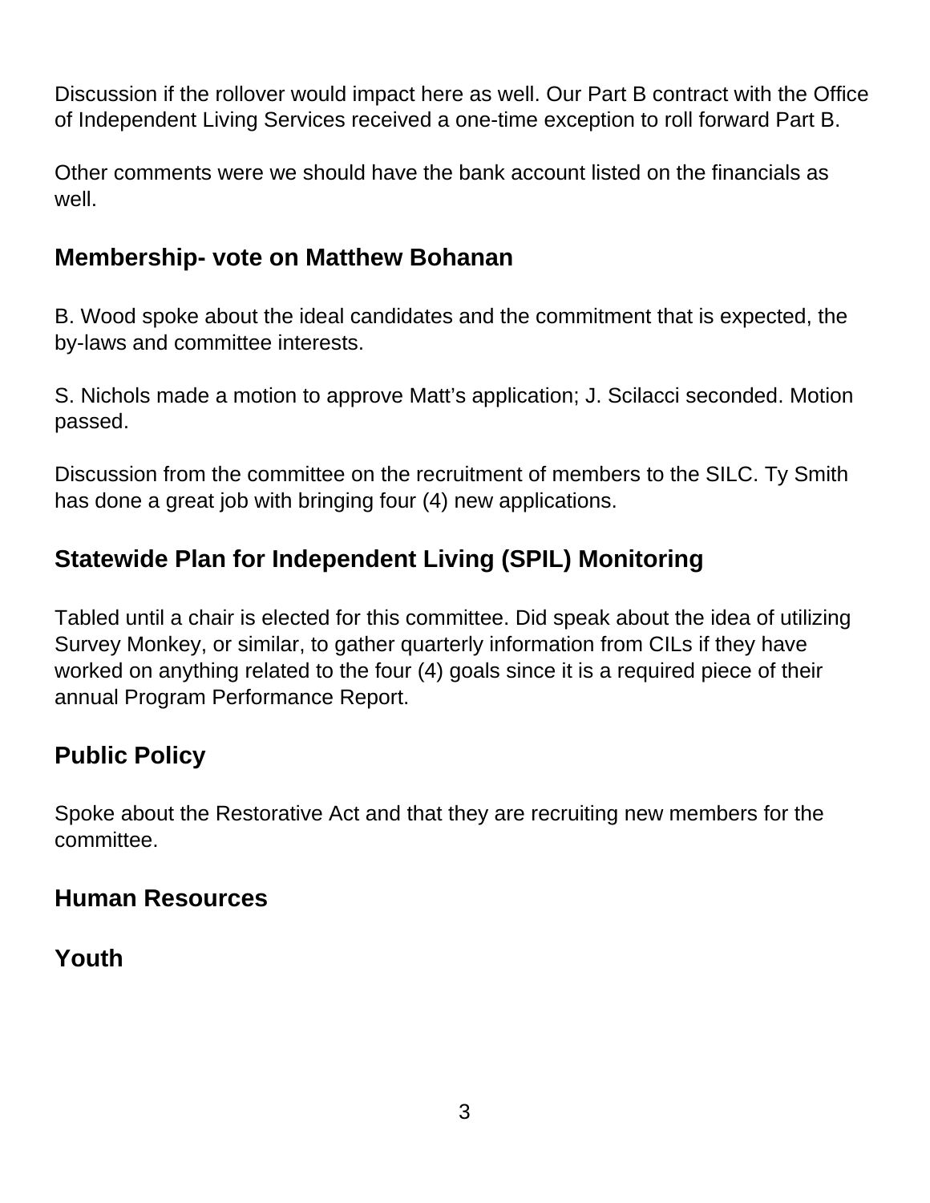Discussion if the rollover would impact here as well. Our Part B contract with the Office of Independent Living Services received a one-time exception to roll forward Part B.

Other comments were we should have the bank account listed on the financials as well.

## Membership- vote on Matthew Bohanan

B. Wood spoke about the ideal candidates and the commitment that is expected, the by-laws and committee interests.

S. Nichols made a motion to approve Matt's application; J. Scilacci seconded. Motion passed.

Discussion from the committee on the recruitment of members to the SILC. Ty Smith has done a great job with bringing four (4) new applications.

## Statewide Plan for Independent Living (SPIL) Monitoring

Tabled until a chair is elected for this committee. Did speak about the idea of utilizing Survey Monkey, or similar, to gather quarterly information from CILs if they have worked on anything related to the four (4) goals since it is a required piece of their annual Program Performance Report.

## Public Policy

Spoke about the Restorative Act and that they are recruiting new members for the committee.

## Human Resources

## Youth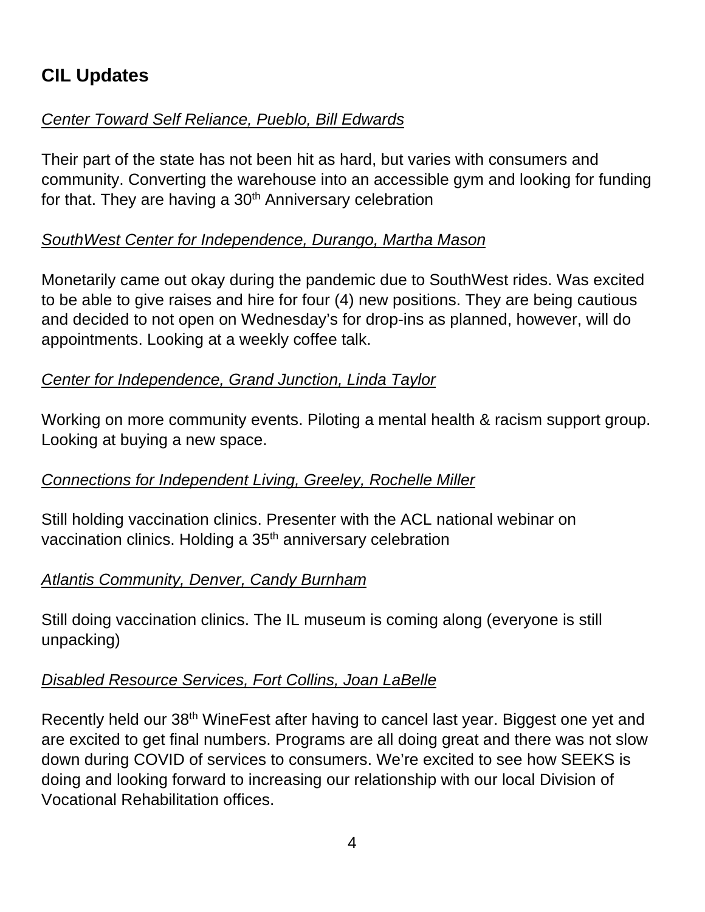## CIL Updates

*<u>Center Toward Self Reliance, Pueblo, Bill Edwards</u>*

Their part of the state has not been hit as hard, but varies with consumers and community. Converting the warehouse into an accessible gym and looking for funding for that. They are having a 30th Anniversary celebration

*<u>SouthWest Center for Independence, Durango, Martha Mason</u>*

Monetarily came out okay during the pandemic due to SouthWest rides. Was excited to be able to give raises and hire for four (4) new positions. They are being cautious and decided to not open on Wednesday's for drop-ins as planned, however, will do appointments. Looking at a weekly coffee talk.

*<u>Center for Independence, Grand Junction, Linda Taylor</u>*

Working on more community events. Piloting a mental health & racism support group. Looking at buying a new space.

*<u>Connections for Independent Living, Greeley, Rochelle Miller</u>*

Still holding vaccination clinics. Presenter with the ACL national webinar on vaccination clinics. Holding a 35th anniversary celebration

*<u>Atlantis Community, Denver, Candy Burnham</u>*

Still doing vaccination clinics. The IL museum is coming along (everyone is still unpacking)

*<u>Disabled Resource Services, Fort Collins, Joan LaBelle</u>*

Recently held our 38th WineFest after having to cancel last year. Biggest one yet and are excited to get final numbers. Programs are all doing great and there was not slow down during COVID of services to consumers. We're excited to see how SEEKS is doing and looking forward to increasing our relationship with our local Division of Vocational Rehabilitation offices.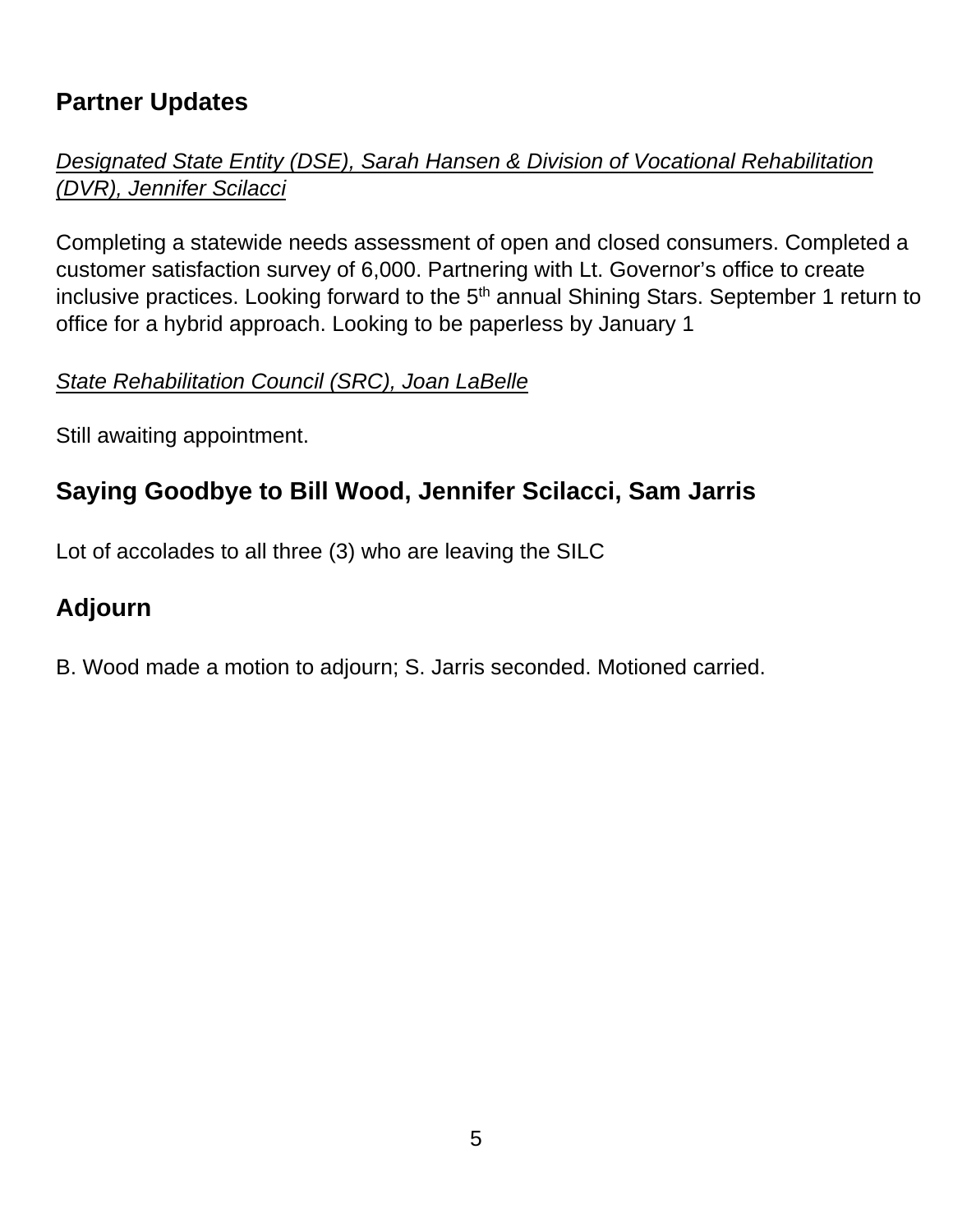## Partner Updates

*Designated State Entity (DSE), Sarah Hansen & Division of Vocational Rehabilitation (DVR), Jennifer Scilacci*

Completing a statewide needs assessment of open and closed consumers. Completed a customer satisfaction survey of 6,000. Partnering with Lt. Governor's office to create inclusive practices. Looking forward to the 5th annual Shining Stars. September 1 return to office for a hybrid approach. Looking to be paperless by January 1

*State Rehabilitation Council (SRC), Joan LaBelle*

Still awaiting appointment.

## Saying Goodbye to Bill Wood, Jennifer Scilacci, Sam Jarris

Lot of accolades to all three (3) who are leaving the SILC

## Adjourn

B. Wood made a motion to adjourn; S. Jarris seconded. Motioned carried.